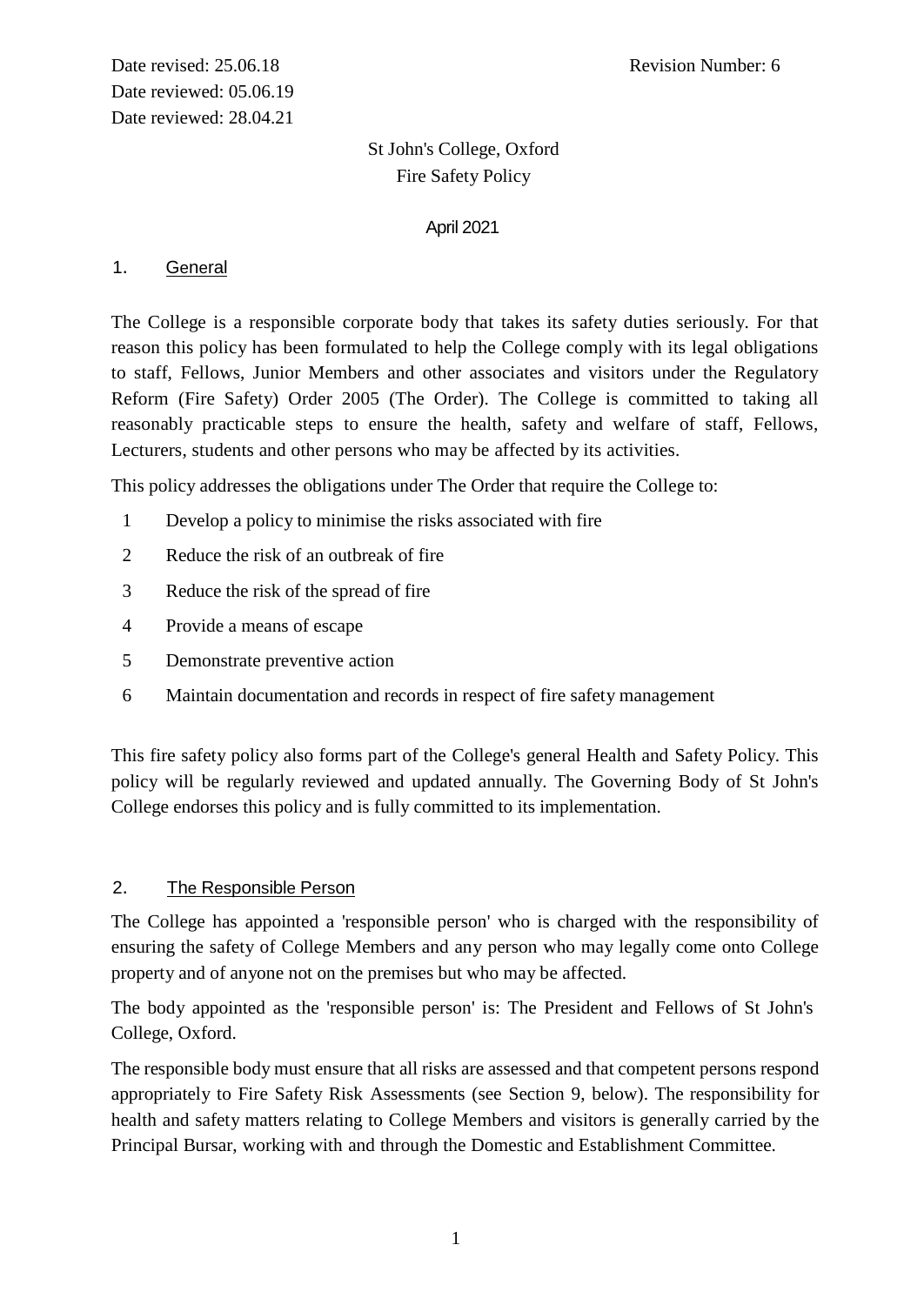Date revised: 25.06.18 Revision Number: 6
Date reviewed: 05.06.19
Date reviewed: 28.04.21

# St John's College, Oxford
# Fire Safety Policy

April 2021

## 1. General

The College is a responsible corporate body that takes its safety duties seriously. For that reason this policy has been formulated to help the College comply with its legal obligations to staff, Fellows, Junior Members and other associates and visitors under the Regulatory Reform (Fire Safety) Order 2005 (The Order). The College is committed to taking all reasonably practicable steps to ensure the health, safety and welfare of staff, Fellows, Lecturers, students and other persons who may be affected by its activities.

This policy addresses the obligations under The Order that require the College to:

1. Develop a policy to minimise the risks associated with fire
2. Reduce the risk of an outbreak of fire
3. Reduce the risk of the spread of fire
4. Provide a means of escape
5. Demonstrate preventive action
6. Maintain documentation and records in respect of fire safety management

This fire safety policy also forms part of the College's general Health and Safety Policy. This policy will be regularly reviewed and updated annually. The Governing Body of St John's College endorses this policy and is fully committed to its implementation.

## 2. The Responsible Person

The College has appointed a 'responsible person' who is charged with the responsibility of ensuring the safety of College Members and any person who may legally come onto College property and of anyone not on the premises but who may be affected.

The body appointed as the 'responsible person' is: The President and Fellows of St John's College, Oxford.

The responsible body must ensure that all risks are assessed and that competent persons respond appropriately to Fire Safety Risk Assessments (see Section 9, below). The responsibility for health and safety matters relating to College Members and visitors is generally carried by the Principal Bursar, working with and through the Domestic and Establishment Committee.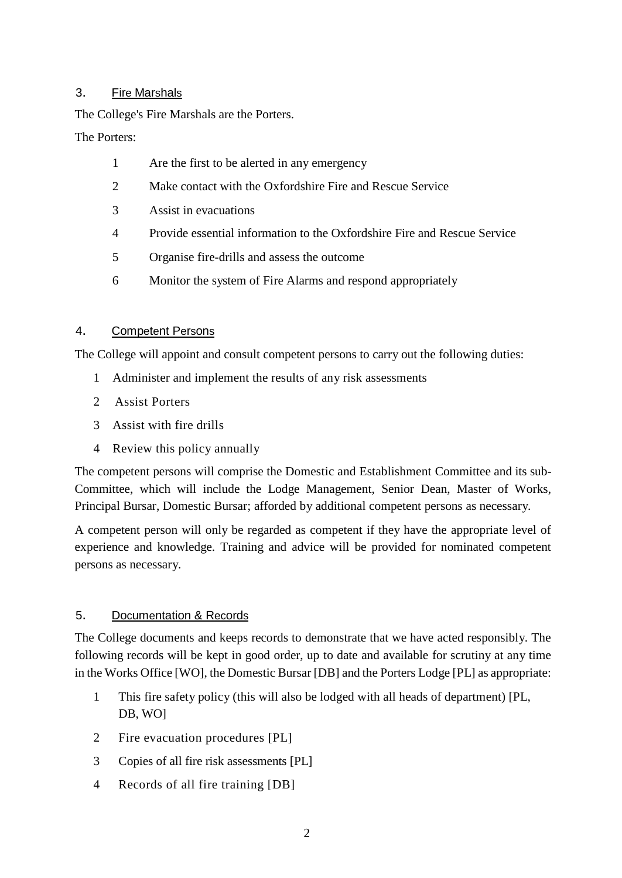## 3. Fire Marshals

The College's Fire Marshals are the Porters.

The Porters:

1. Are the first to be alerted in any emergency
2. Make contact with the Oxfordshire Fire and Rescue Service
3. Assist in evacuations
4. Provide essential information to the Oxfordshire Fire and Rescue Service
5. Organise fire-drills and assess the outcome
6. Monitor the system of Fire Alarms and respond appropriately

## 4. Competent Persons

The College will appoint and consult competent persons to carry out the following duties:

1. Administer and implement the results of any risk assessments
2. Assist Porters
3. Assist with fire drills
4. Review this policy annually

The competent persons will comprise the Domestic and Establishment Committee and its sub-Committee, which will include the Lodge Management, Senior Dean, Master of Works, Principal Bursar, Domestic Bursar; afforded by additional competent persons as necessary.

A competent person will only be regarded as competent if they have the appropriate level of experience and knowledge. Training and advice will be provided for nominated competent persons as necessary.

## 5. Documentation & Records

The College documents and keeps records to demonstrate that we have acted responsibly. The following records will be kept in good order, up to date and available for scrutiny at any time in the Works Office [WO], the Domestic Bursar [DB] and the Porters Lodge [PL] as appropriate:

1. This fire safety policy (this will also be lodged with all heads of department) [PL, DB, WO]
2. Fire evacuation procedures [PL]
3. Copies of all fire risk assessments [PL]
4. Records of all fire training [DB]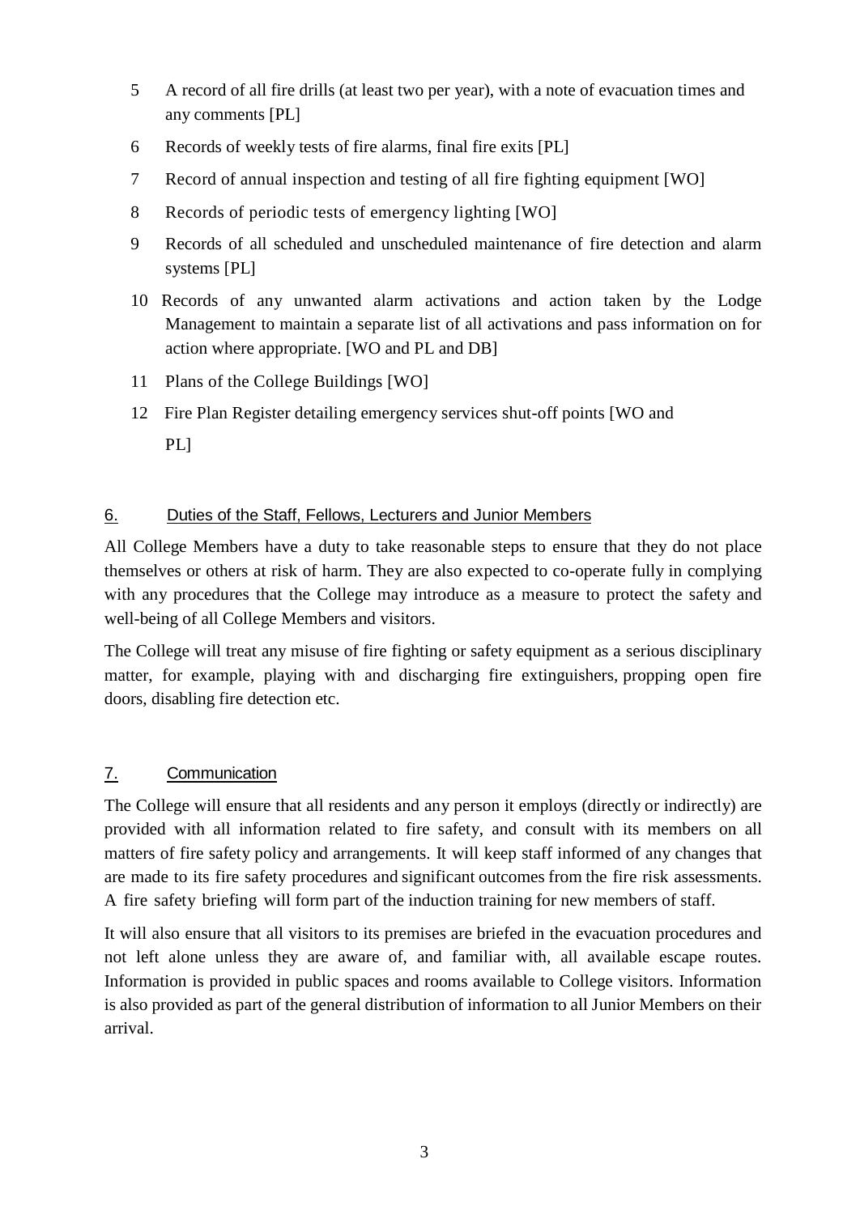5. A record of all fire drills (at least two per year), with a note of evacuation times and any comments [PL]
6. Records of weekly tests of fire alarms, final fire exits [PL]
7. Record of annual inspection and testing of all fire fighting equipment [WO]
8. Records of periodic tests of emergency lighting [WO]
9. Records of all scheduled and unscheduled maintenance of fire detection and alarm systems [PL]
10. Records of any unwanted alarm activations and action taken by the Lodge Management to maintain a separate list of all activations and pass information on for action where appropriate. [WO and PL and DB]
11. Plans of the College Buildings [WO]
12. Fire Plan Register detailing emergency services shut-off points [WO and PL]

## 6. Duties of the Staff, Fellows, Lecturers and Junior Members

All College Members have a duty to take reasonable steps to ensure that they do not place themselves or others at risk of harm. They are also expected to co-operate fully in complying with any procedures that the College may introduce as a measure to protect the safety and well-being of all College Members and visitors.

The College will treat any misuse of fire fighting or safety equipment as a serious disciplinary matter, for example, playing with and discharging fire extinguishers, propping open fire doors, disabling fire detection etc.

## 7. Communication

The College will ensure that all residents and any person it employs (directly or indirectly) are provided with all information related to fire safety, and consult with its members on all matters of fire safety policy and arrangements. It will keep staff informed of any changes that are made to its fire safety procedures and significant outcomes from the fire risk assessments. A fire safety briefing will form part of the induction training for new members of staff.

It will also ensure that all visitors to its premises are briefed in the evacuation procedures and not left alone unless they are aware of, and familiar with, all available escape routes. Information is provided in public spaces and rooms available to College visitors. Information is also provided as part of the general distribution of information to all Junior Members on their arrival.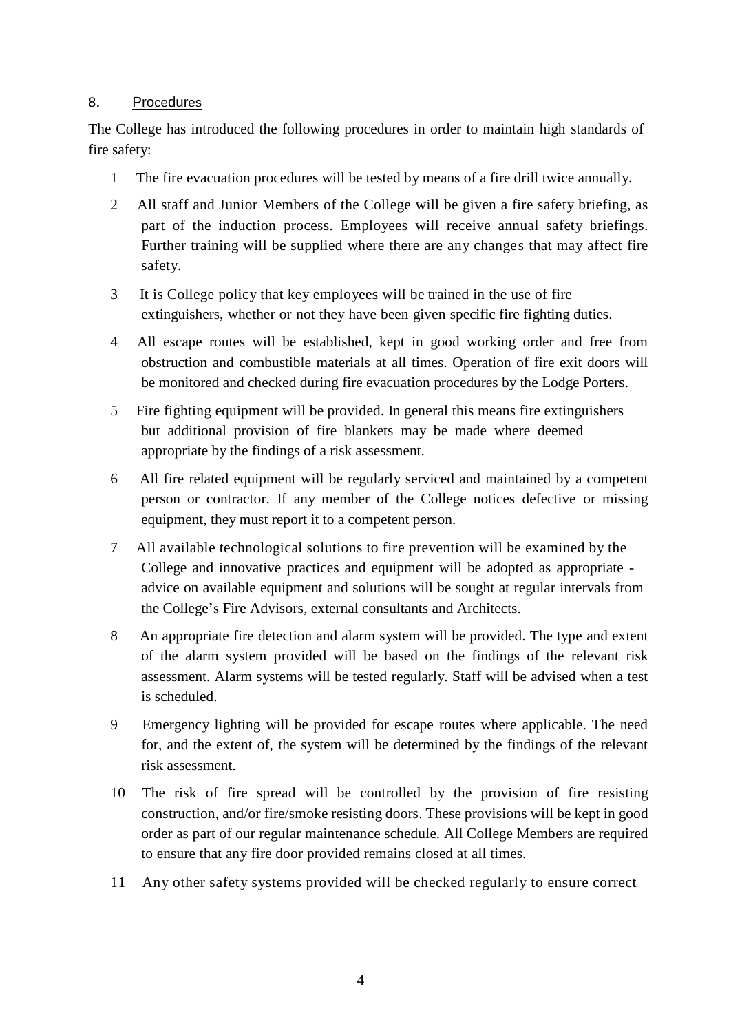## 8. Procedures

The College has introduced the following procedures in order to maintain high standards of fire safety:

1. The fire evacuation procedures will be tested by means of a fire drill twice annually.
2. All staff and Junior Members of the College will be given a fire safety briefing, as part of the induction process. Employees will receive annual safety briefings. Further training will be supplied where there are any changes that may affect fire safety.
3. It is College policy that key employees will be trained in the use of fire extinguishers, whether or not they have been given specific fire fighting duties.
4. All escape routes will be established, kept in good working order and free from obstruction and combustible materials at all times. Operation of fire exit doors will be monitored and checked during fire evacuation procedures by the Lodge Porters.
5. Fire fighting equipment will be provided. In general this means fire extinguishers but additional provision of fire blankets may be made where deemed appropriate by the findings of a risk assessment.
6. All fire related equipment will be regularly serviced and maintained by a competent person or contractor. If any member of the College notices defective or missing equipment, they must report it to a competent person.
7. All available technological solutions to fire prevention will be examined by the College and innovative practices and equipment will be adopted as appropriate - advice on available equipment and solutions will be sought at regular intervals from the College's Fire Advisors, external consultants and Architects.
8. An appropriate fire detection and alarm system will be provided. The type and extent of the alarm system provided will be based on the findings of the relevant risk assessment. Alarm systems will be tested regularly. Staff will be advised when a test is scheduled.
9. Emergency lighting will be provided for escape routes where applicable. The need for, and the extent of, the system will be determined by the findings of the relevant risk assessment.
10. The risk of fire spread will be controlled by the provision of fire resisting construction, and/or fire/smoke resisting doors. These provisions will be kept in good order as part of our regular maintenance schedule. All College Members are required to ensure that any fire door provided remains closed at all times.
11. Any other safety systems provided will be checked regularly to ensure correct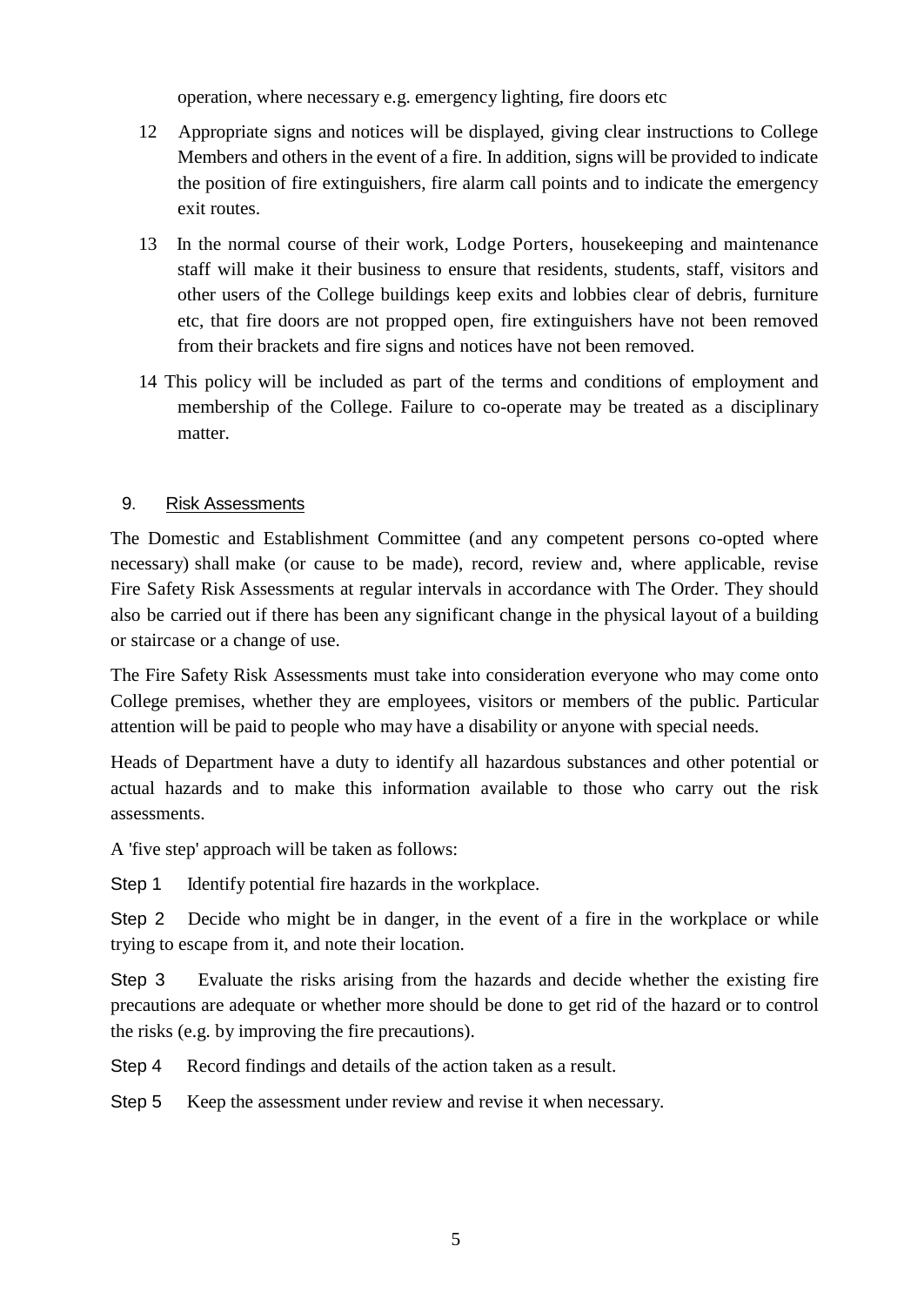operation, where necessary e.g. emergency lighting, fire doors etc

12 Appropriate signs and notices will be displayed, giving clear instructions to College Members and others in the event of a fire. In addition, signs will be provided to indicate the position of fire extinguishers, fire alarm call points and to indicate the emergency exit routes.

13 In the normal course of their work, Lodge Porters, housekeeping and maintenance staff will make it their business to ensure that residents, students, staff, visitors and other users of the College buildings keep exits and lobbies clear of debris, furniture etc, that fire doors are not propped open, fire extinguishers have not been removed from their brackets and fire signs and notices have not been removed.

14 This policy will be included as part of the terms and conditions of employment and membership of the College. Failure to co-operate may be treated as a disciplinary matter.

## 9. Risk Assessments

The Domestic and Establishment Committee (and any competent persons co-opted where necessary) shall make (or cause to be made), record, review and, where applicable, revise Fire Safety Risk Assessments at regular intervals in accordance with The Order. They should also be carried out if there has been any significant change in the physical layout of a building or staircase or a change of use.

The Fire Safety Risk Assessments must take into consideration everyone who may come onto College premises, whether they are employees, visitors or members of the public. Particular attention will be paid to people who may have a disability or anyone with special needs.

Heads of Department have a duty to identify all hazardous substances and other potential or actual hazards and to make this information available to those who carry out the risk assessments.

A 'five step' approach will be taken as follows:

Step 1 Identify potential fire hazards in the workplace.

Step 2 Decide who might be in danger, in the event of a fire in the workplace or while trying to escape from it, and note their location.

Step 3 Evaluate the risks arising from the hazards and decide whether the existing fire precautions are adequate or whether more should be done to get rid of the hazard or to control the risks (e.g. by improving the fire precautions).

Step 4 Record findings and details of the action taken as a result.

Step 5 Keep the assessment under review and revise it when necessary.